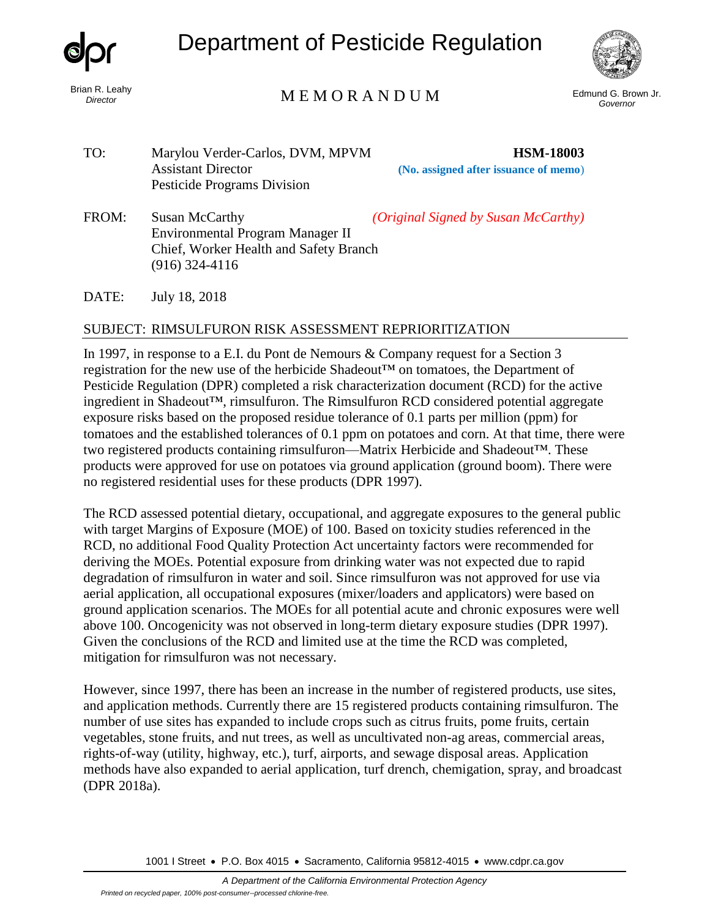# Department of Pesticide Regulation

Brian R. Leahy
*Director*

## MEMORANDUM

Edmund G. Brown Jr.
*Governor*

TO: Marylou Verder-Carlos, DVM, MPVM
Assistant Director
Pesticide Programs Division

**HSM-18003**
**(No. assigned after issuance of memo)**

FROM: Susan McCarthy
Environmental Program Manager II
Chief, Worker Health and Safety Branch
(916) 324-4116

*(Original Signed by Susan McCarthy)*

DATE: July 18, 2018

SUBJECT: RIMSULFURON RISK ASSESSMENT REPRIORITIZATION

In 1997, in response to a E.I. du Pont de Nemours & Company request for a Section 3 registration for the new use of the herbicide Shadeout™ on tomatoes, the Department of Pesticide Regulation (DPR) completed a risk characterization document (RCD) for the active ingredient in Shadeout™, rimsulfuron. The Rimsulfuron RCD considered potential aggregate exposure risks based on the proposed residue tolerance of 0.1 parts per million (ppm) for tomatoes and the established tolerances of 0.1 ppm on potatoes and corn. At that time, there were two registered products containing rimsulfuron—Matrix Herbicide and Shadeout™. These products were approved for use on potatoes via ground application (ground boom). There were no registered residential uses for these products (DPR 1997).

The RCD assessed potential dietary, occupational, and aggregate exposures to the general public with target Margins of Exposure (MOE) of 100. Based on toxicity studies referenced in the RCD, no additional Food Quality Protection Act uncertainty factors were recommended for deriving the MOEs. Potential exposure from drinking water was not expected due to rapid degradation of rimsulfuron in water and soil. Since rimsulfuron was not approved for use via aerial application, all occupational exposures (mixer/loaders and applicators) were based on ground application scenarios. The MOEs for all potential acute and chronic exposures were well above 100. Oncogenicity was not observed in long-term dietary exposure studies (DPR 1997). Given the conclusions of the RCD and limited use at the time the RCD was completed, mitigation for rimsulfuron was not necessary.

However, since 1997, there has been an increase in the number of registered products, use sites, and application methods. Currently there are 15 registered products containing rimsulfuron. The number of use sites has expanded to include crops such as citrus fruits, pome fruits, certain vegetables, stone fruits, and nut trees, as well as uncultivated non-ag areas, commercial areas, rights-of-way (utility, highway, etc.), turf, airports, and sewage disposal areas. Application methods have also expanded to aerial application, turf drench, chemigation, spray, and broadcast (DPR 2018a).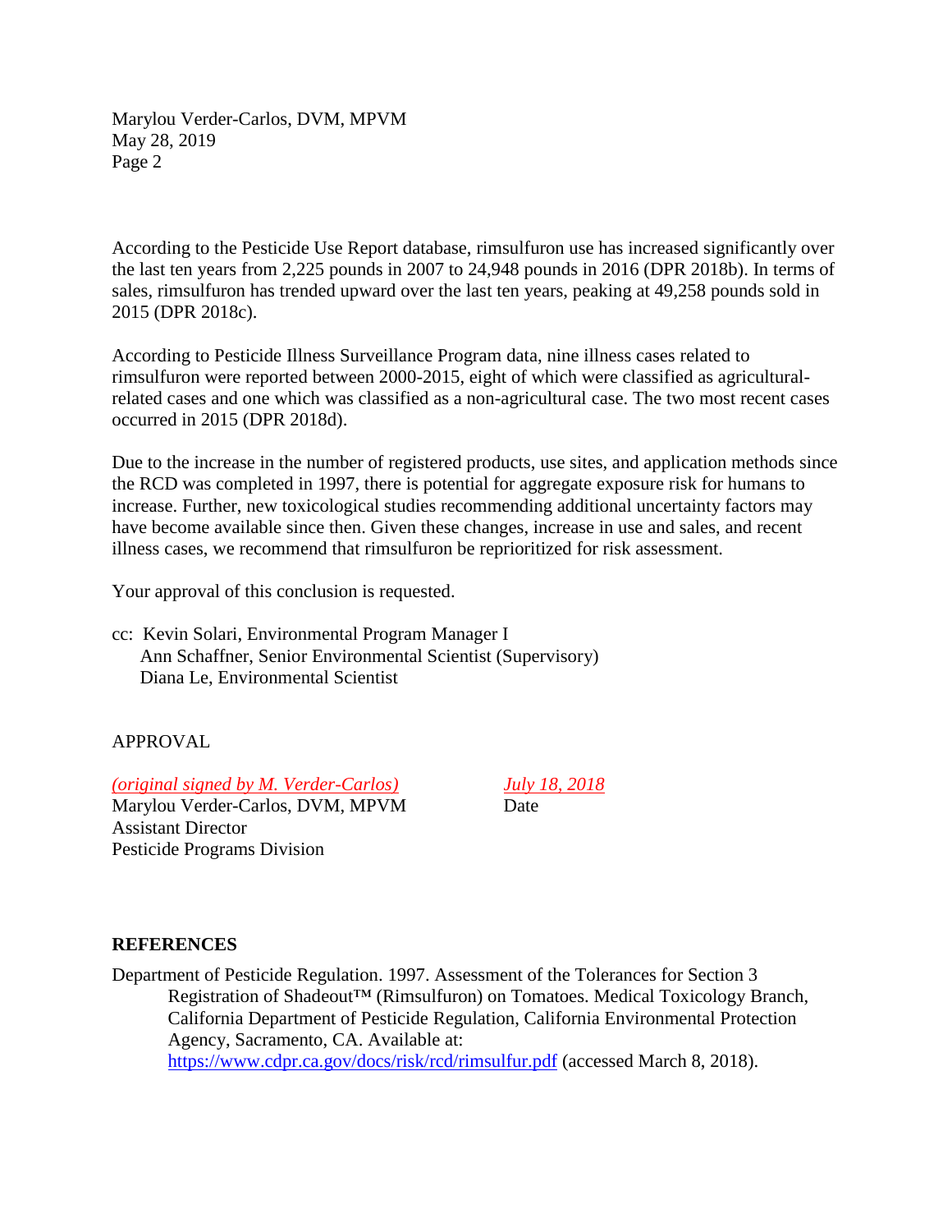According to the Pesticide Use Report database, rimsulfuron use has increased significantly over the last ten years from 2,225 pounds in 2007 to 24,948 pounds in 2016 (DPR 2018b). In terms of sales, rimsulfuron has trended upward over the last ten years, peaking at 49,258 pounds sold in 2015 (DPR 2018c).

According to Pesticide Illness Surveillance Program data, nine illness cases related to rimsulfuron were reported between 2000-2015, eight of which were classified as agricultural-related cases and one which was classified as a non-agricultural case. The two most recent cases occurred in 2015 (DPR 2018d).

Due to the increase in the number of registered products, use sites, and application methods since the RCD was completed in 1997, there is potential for aggregate exposure risk for humans to increase. Further, new toxicological studies recommending additional uncertainty factors may have become available since then. Given these changes, increase in use and sales, and recent illness cases, we recommend that rimsulfuron be reprioritized for risk assessment.

Your approval of this conclusion is requested.

cc: Kevin Solari, Environmental Program Manager I
Ann Schaffner, Senior Environmental Scientist (Supervisory)
Diana Le, Environmental Scientist

APPROVAL

*(original signed by M. Verder-Carlos)* | *July 18, 2018*
Marylou Verder-Carlos, DVM, MPVM | Date
Assistant Director
Pesticide Programs Division

**REFERENCES**

Department of Pesticide Regulation. 1997. Assessment of the Tolerances for Section 3 Registration of Shadeout™ (Rimsulfuron) on Tomatoes. Medical Toxicology Branch, California Department of Pesticide Regulation, California Environmental Protection Agency, Sacramento, CA. Available at: https://www.cdpr.ca.gov/docs/risk/rcd/rimsulfur.pdf (accessed March 8, 2018).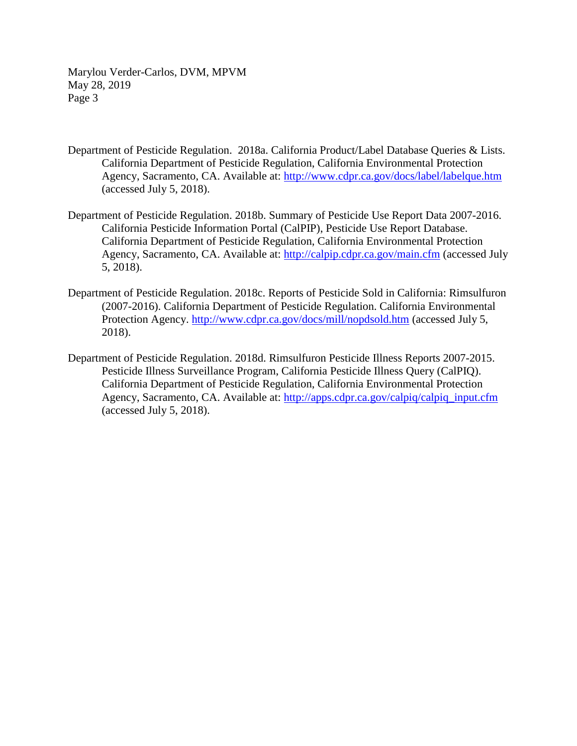Department of Pesticide Regulation. 2018a. California Product/Label Database Queries & Lists. California Department of Pesticide Regulation, California Environmental Protection Agency, Sacramento, CA. Available at: http://www.cdpr.ca.gov/docs/label/labelque.htm (accessed July 5, 2018).

Department of Pesticide Regulation. 2018b. Summary of Pesticide Use Report Data 2007-2016. California Pesticide Information Portal (CalPIP), Pesticide Use Report Database. California Department of Pesticide Regulation, California Environmental Protection Agency, Sacramento, CA. Available at: http://calpip.cdpr.ca.gov/main.cfm (accessed July 5, 2018).

Department of Pesticide Regulation. 2018c. Reports of Pesticide Sold in California: Rimsulfuron (2007-2016). California Department of Pesticide Regulation. California Environmental Protection Agency. http://www.cdpr.ca.gov/docs/mill/nopdsold.htm (accessed July 5, 2018).

Department of Pesticide Regulation. 2018d. Rimsulfuron Pesticide Illness Reports 2007-2015. Pesticide Illness Surveillance Program, California Pesticide Illness Query (CalPIQ). California Department of Pesticide Regulation, California Environmental Protection Agency, Sacramento, CA. Available at: http://apps.cdpr.ca.gov/calpiq/calpiq_input.cfm (accessed July 5, 2018).